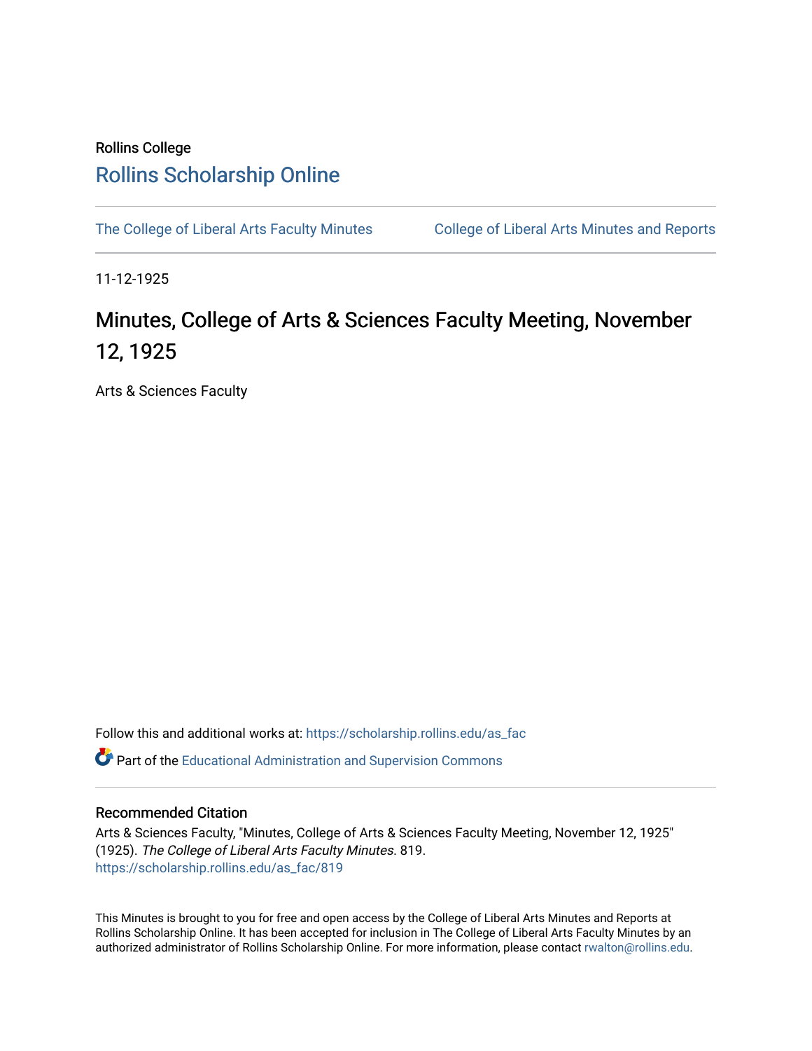Rollins College

# Rollins Scholarship Online

The College of Liberal Arts Faculty Minutes | College of Liberal Arts Minutes and Reports

11-12-1925

# Minutes, College of Arts & Sciences Faculty Meeting, November 12, 1925

Arts & Sciences Faculty

Follow this and additional works at: https://scholarship.rollins.edu/as_fac

Part of the Educational Administration and Supervision Commons

## Recommended Citation

Arts & Sciences Faculty, "Minutes, College of Arts & Sciences Faculty Meeting, November 12, 1925" (1925). *The College of Liberal Arts Faculty Minutes*. 819.
https://scholarship.rollins.edu/as_fac/819

This Minutes is brought to you for free and open access by the College of Liberal Arts Minutes and Reports at Rollins Scholarship Online. It has been accepted for inclusion in The College of Liberal Arts Faculty Minutes by an authorized administrator of Rollins Scholarship Online. For more information, please contact rwalton@rollins.edu.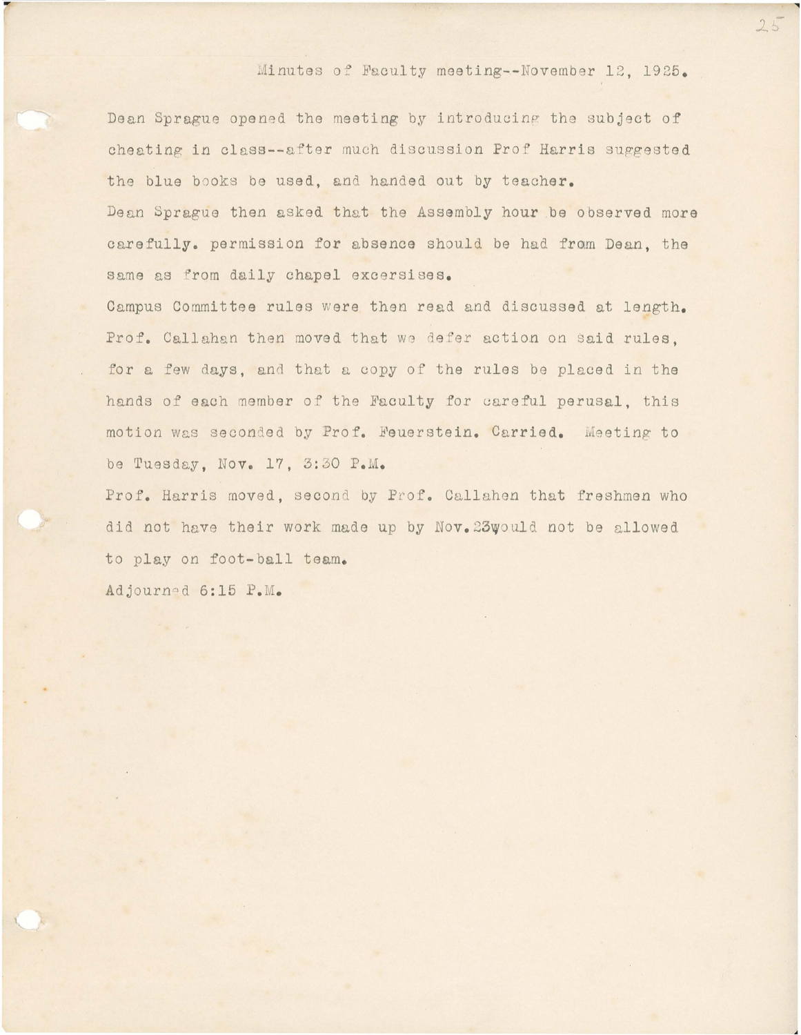Minutes of Faculty meeting--November 12, 1925.

Dean Sprague opened the meeting by introducing the subject of cheating in class--after much discussion Prof Harris suggested the blue books be used, and handed out by teacher.

Dean Sprague then asked that the Assembly hour be observed more carefully. permission for absence should be had from Dean, the same as from daily chapel excersises.

Campus Committee rules were then read and discussed at length. Prof. Callahan then moved that we defer action on said rules, for a few days, and that a copy of the rules be placed in the hands of each member of the Faculty for careful perusal, this motion was seconded by Prof. Feuerstein. Carried. Meeting to be Tuesday, Nov. 17, 3:30 P.M.

Prof. Harris moved, second by Prof. Callahen that freshmen who did not have their work made up by Nov.23would not be allowed to play on foot-ball team.

Adjourned 6:15 P.M.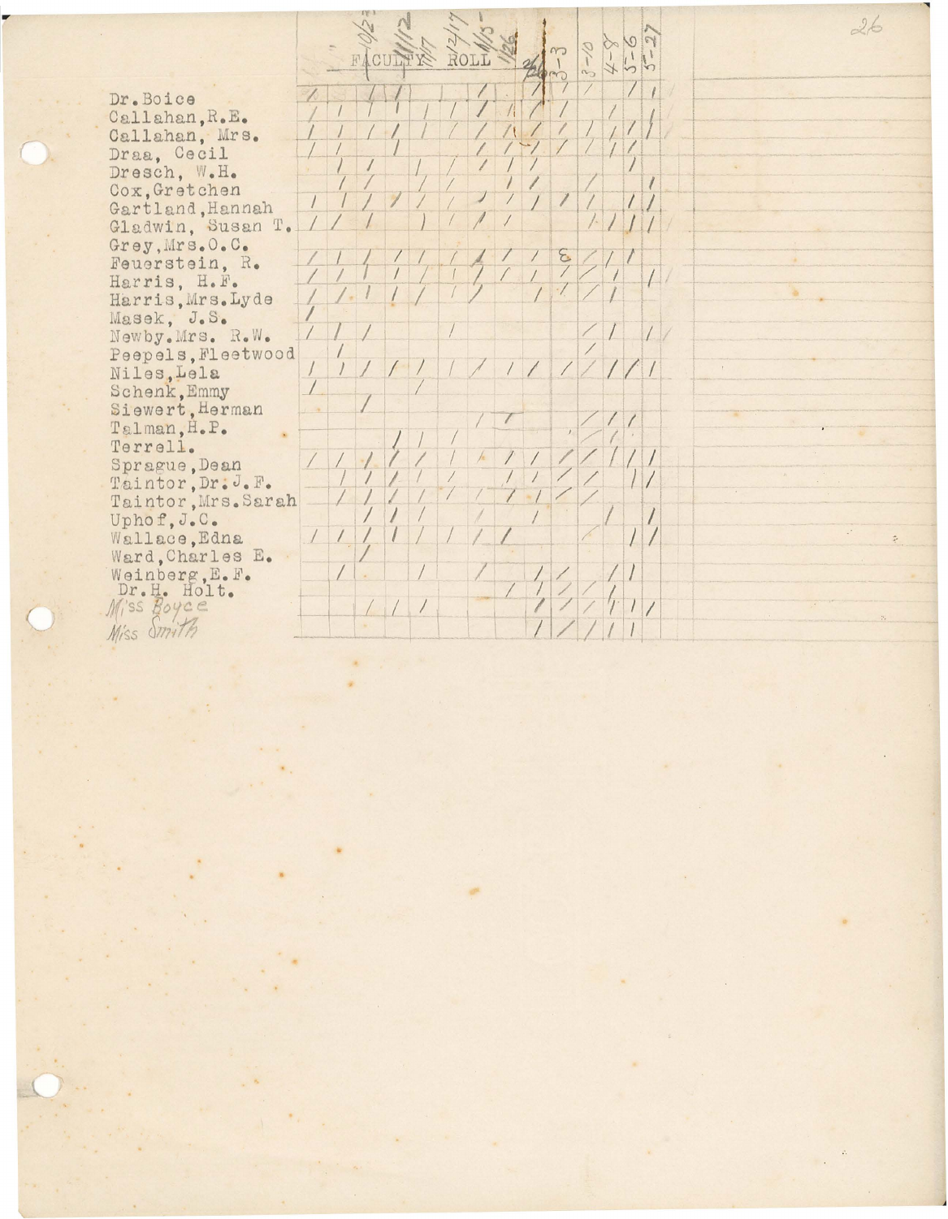FACULTY ROLL

10/23 · 11/12 · 11/17 · 12/17 · 1/15 · 1/26 · 3-3 · 3-10 · 4-8 · 5-6 · 5-27

Dr. Boice
Callahan, R.E.
Callahan, Mrs.
Draa, Cecil
Dresch, W.H.
Cox, Gretchen
Gartland, Hannah
Gladwin, Susan T.
Grey, Mrs. O.C.
Feuerstein, R.
Harris, H.F.
Harris, Mrs. Lyde
Masek, J.S.
Newby, Mrs. R.W.
Peepels, Fleetwood
Niles, Lela
Schenk, Emmy
Siewert, Herman
Talman, H.P.
Terrell.
Sprague, Dean
Taintor, Dr. J.F.
Taintor, Mrs. Sarah
Uphof, J.C.
Wallace, Edna
Ward, Charles E.
Weinberg, E.F.
Dr. H. Holt.
Miss Boyce
Miss Smith